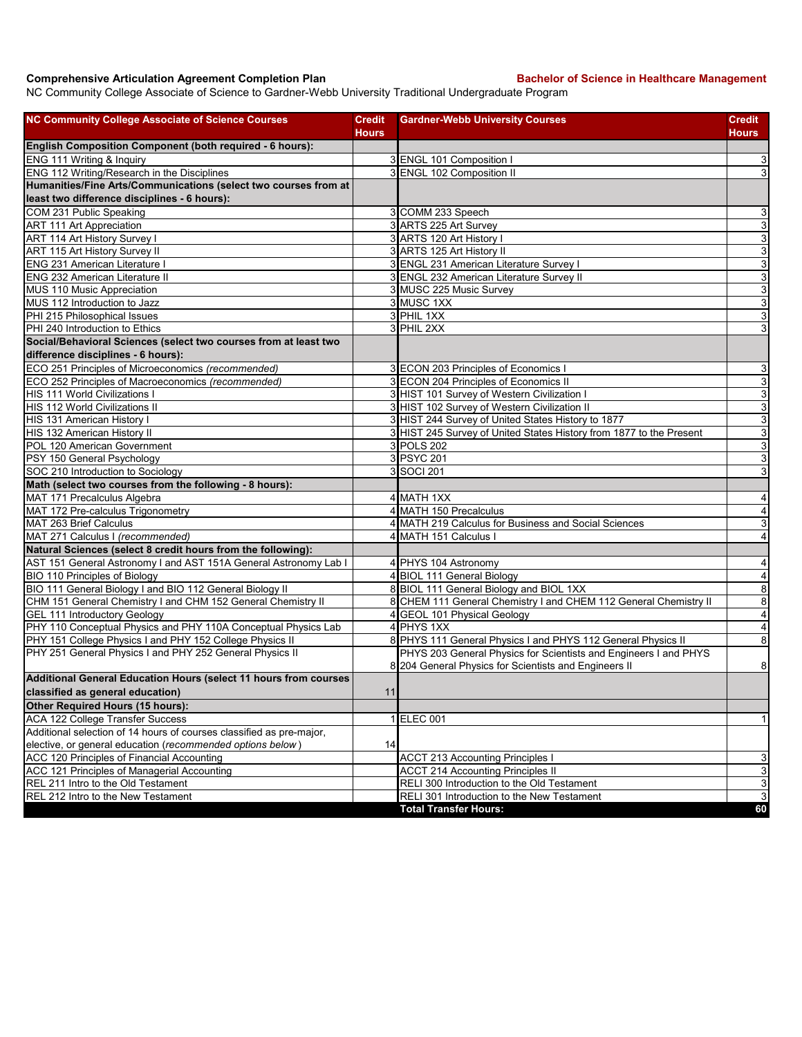**Comprehensive Articulation Agreement Completion Plan** **Bachelor of Science in Healthcare Management**

NC Community College Associate of Science to Gardner-Webb University Traditional Undergraduate Program

| NC Community College Associate of Science Courses | Credit Hours | Gardner-Webb University Courses | Credit Hours |
|---|---|---|---|
| **English Composition Component (both required - 6 hours):** | | | |
| ENG 111 Writing & Inquiry | 3 | ENGL 101 Composition I | 3 |
| ENG 112 Writing/Research in the Disciplines | 3 | ENGL 102 Composition II | 3 |
| **Humanities/Fine Arts/Communications (select two courses from at least two difference disciplines - 6 hours):** | | | |
| COM 231 Public Speaking | 3 | COMM 233 Speech | 3 |
| ART 111 Art Appreciation | 3 | ARTS 225 Art Survey | 3 |
| ART 114 Art History Survey I | 3 | ARTS 120 Art History I | 3 |
| ART 115 Art History Survey II | 3 | ARTS 125 Art History II | 3 |
| ENG 231 American Literature I | 3 | ENGL 231 American Literature Survey I | 3 |
| ENG 232 American Literature II | 3 | ENGL 232 American Literature Survey II | 3 |
| MUS 110 Music Appreciation | 3 | MUSC 225 Music Survey | 3 |
| MUS 112 Introduction to Jazz | 3 | MUSC 1XX | 3 |
| PHI 215 Philosophical Issues | 3 | PHIL 1XX | 3 |
| PHI 240 Introduction to Ethics | 3 | PHIL 2XX | 3 |
| **Social/Behavioral Sciences (select two courses from at least two difference disciplines - 6 hours):** | | | |
| ECO 251 Principles of Microeconomics *(recommended)* | 3 | ECON 203 Principles of Economics I | 3 |
| ECO 252 Principles of Macroeconomics *(recommended)* | 3 | ECON 204 Principles of Economics II | 3 |
| HIS 111 World Civilizations I | 3 | HIST 101 Survey of Western Civilization I | 3 |
| HIS 112 World Civilizations II | 3 | HIST 102 Survey of Western Civilization II | 3 |
| HIS 131 American History I | 3 | HIST 244 Survey of United States History to 1877 | 3 |
| HIS 132 American History II | 3 | HIST 245 Survey of United States History from 1877 to the Present | 3 |
| POL 120 American Government | 3 | POLS 202 | 3 |
| PSY 150 General Psychology | 3 | PSYC 201 | 3 |
| SOC 210 Introduction to Sociology | 3 | SOCI 201 | 3 |
| **Math (select two courses from the following - 8 hours):** | | | |
| MAT 171 Precalculus Algebra | 4 | MATH 1XX | 4 |
| MAT 172 Pre-calculus Trigonometry | 4 | MATH 150 Precalculus | 4 |
| MAT 263 Brief Calculus | 4 | MATH 219 Calculus for Business and Social Sciences | 3 |
| MAT 271 Calculus I *(recommended)* | 4 | MATH 151 Calculus I | 4 |
| **Natural Sciences (select 8 credit hours from the following):** | | | |
| AST 151 General Astronomy I and AST 151A General Astronomy Lab I | 4 | PHYS 104 Astronomy | 4 |
| BIO 110 Principles of Biology | 4 | BIOL 111 General Biology | 4 |
| BIO 111 General Biology I and BIO 112 General Biology II | 8 | BIOL 111 General Biology and BIOL 1XX | 8 |
| CHM 151 General Chemistry I and CHM 152 General Chemistry II | 8 | CHEM 111 General Chemistry I and CHEM 112 General Chemistry II | 8 |
| GEL 111 Introductory Geology | 4 | GEOL 101 Physical Geology | 4 |
| PHY 110 Conceptual Physics and PHY 110A Conceptual Physics Lab | 4 | PHYS 1XX | 4 |
| PHY 151 College Physics I and PHY 152 College Physics II | 8 | PHYS 111 General Physics I and PHYS 112 General Physics II | 8 |
| PHY 251 General Physics I and PHY 252 General Physics II | 8 | PHYS 203 General Physics for Scientists and Engineers I and PHYS 204 General Physics for Scientists and Engineers II | 8 |
| **Additional General Education Hours (select 11 hours from courses classified as general education)** | 11 | | |
| **Other Required Hours (15 hours):** | | | |
| ACA 122 College Transfer Success | 1 | ELEC 001 | 1 |
| Additional selection of 14 hours of courses classified as pre-major, elective, or general education (*recommended options below*) | 14 | | |
| ACC 120 Principles of Financial Accounting | | ACCT 213 Accounting Principles I | 3 |
| ACC 121 Principles of Managerial Accounting | | ACCT 214 Accounting Principles II | 3 |
| REL 211 Intro to the Old Testament | | RELI 300 Introduction to the Old Testament | 3 |
| REL 212 Intro to the New Testament | | RELI 301 Introduction to the New Testament | 3 |
| | | **Total Transfer Hours:** | **60** |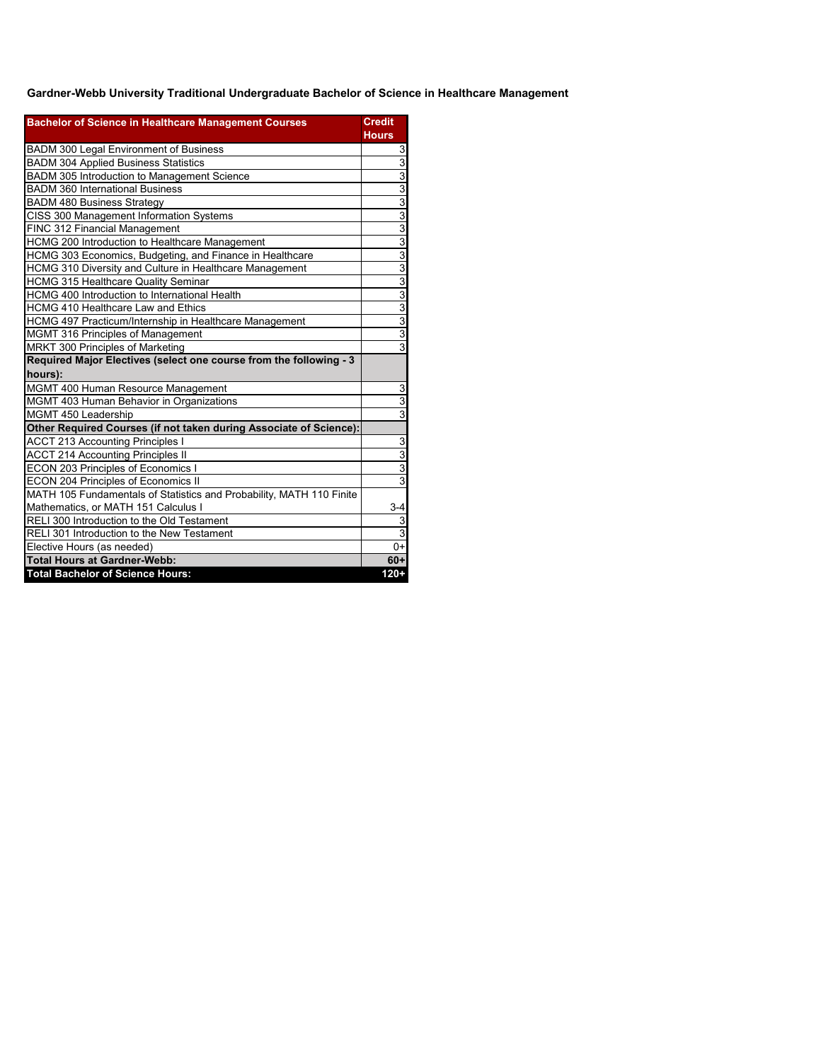**Gardner-Webb University Traditional Undergraduate Bachelor of Science in Healthcare Management**

| Bachelor of Science in Healthcare Management Courses | Credit Hours |
|---|---|
| BADM 300 Legal Environment of Business | 3 |
| BADM 304 Applied Business Statistics | 3 |
| BADM 305 Introduction to Management Science | 3 |
| BADM 360 International Business | 3 |
| BADM 480 Business Strategy | 3 |
| CISS 300 Management Information Systems | 3 |
| FINC 312 Financial Management | 3 |
| HCMG 200 Introduction to Healthcare Management | 3 |
| HCMG 303 Economics, Budgeting, and Finance in Healthcare | 3 |
| HCMG 310 Diversity and Culture in Healthcare Management | 3 |
| HCMG 315 Healthcare Quality Seminar | 3 |
| HCMG 400 Introduction to International Health | 3 |
| HCMG 410 Healthcare Law and Ethics | 3 |
| HCMG 497 Practicum/Internship in Healthcare Management | 3 |
| MGMT 316 Principles of Management | 3 |
| MRKT 300 Principles of Marketing | 3 |
| **Required Major Electives (select one course from the following - 3 hours):** | |
| MGMT 400 Human Resource Management | 3 |
| MGMT 403 Human Behavior in Organizations | 3 |
| MGMT 450 Leadership | 3 |
| **Other Required Courses (if not taken during Associate of Science):** | |
| ACCT 213 Accounting Principles I | 3 |
| ACCT 214 Accounting Principles II | 3 |
| ECON 203 Principles of Economics I | 3 |
| ECON 204 Principles of Economics II | 3 |
| MATH 105 Fundamentals of Statistics and Probability, MATH 110 Finite Mathematics, or MATH 151 Calculus I | 3-4 |
| RELI 300 Introduction to the Old Testament | 3 |
| RELI 301 Introduction to the New Testament | 3 |
| Elective Hours (as needed) | 0+ |
| **Total Hours at Gardner-Webb:** | **60+** |
| **Total Bachelor of Science Hours:** | **120+** |